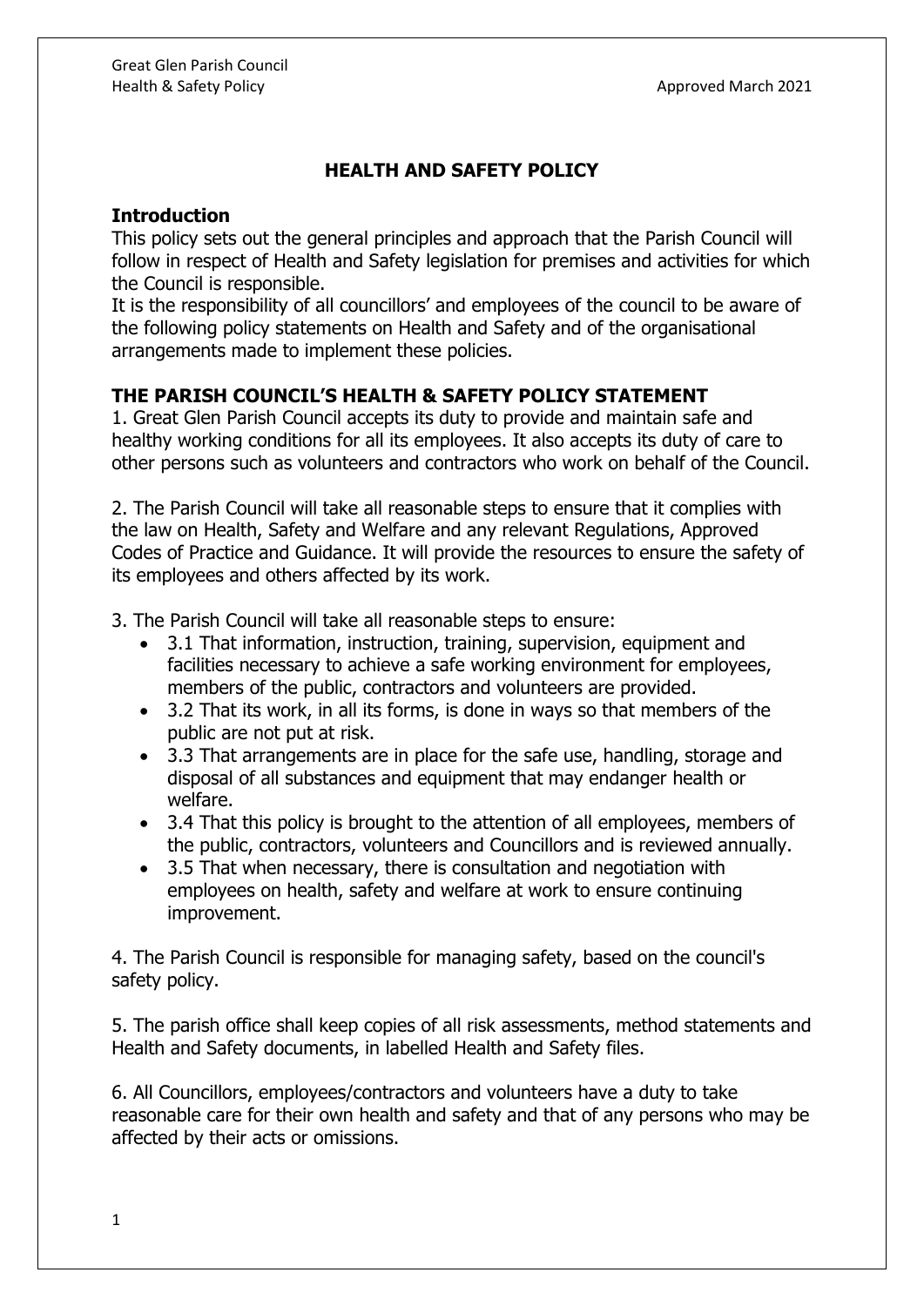# HEALTH AND SAFETY POLICY

## Introduction

This policy sets out the general principles and approach that the Parish Council will follow in respect of Health and Safety legislation for premises and activities for which the Council is responsible.

It is the responsibility of all councillors' and employees of the council to be aware of the following policy statements on Health and Safety and of the organisational arrangements made to implement these policies.

## THE PARISH COUNCIL'S HEALTH & SAFETY POLICY STATEMENT

1. Great Glen Parish Council accepts its duty to provide and maintain safe and healthy working conditions for all its employees. It also accepts its duty of care to other persons such as volunteers and contractors who work on behalf of the Council.

2. The Parish Council will take all reasonable steps to ensure that it complies with the law on Health, Safety and Welfare and any relevant Regulations, Approved Codes of Practice and Guidance. It will provide the resources to ensure the safety of its employees and others affected by its work.

3. The Parish Council will take all reasonable steps to ensure:

- 3.1 That information, instruction, training, supervision, equipment and facilities necessary to achieve a safe working environment for employees, members of the public, contractors and volunteers are provided.
- 3.2 That its work, in all its forms, is done in ways so that members of the public are not put at risk.
- 3.3 That arrangements are in place for the safe use, handling, storage and disposal of all substances and equipment that may endanger health or welfare.
- 3.4 That this policy is brought to the attention of all employees, members of the public, contractors, volunteers and Councillors and is reviewed annually.
- 3.5 That when necessary, there is consultation and negotiation with employees on health, safety and welfare at work to ensure continuing improvement.

4. The Parish Council is responsible for managing safety, based on the council's safety policy.

5. The parish office shall keep copies of all risk assessments, method statements and Health and Safety documents, in labelled Health and Safety files.

6. All Councillors, employees/contractors and volunteers have a duty to take reasonable care for their own health and safety and that of any persons who may be affected by their acts or omissions.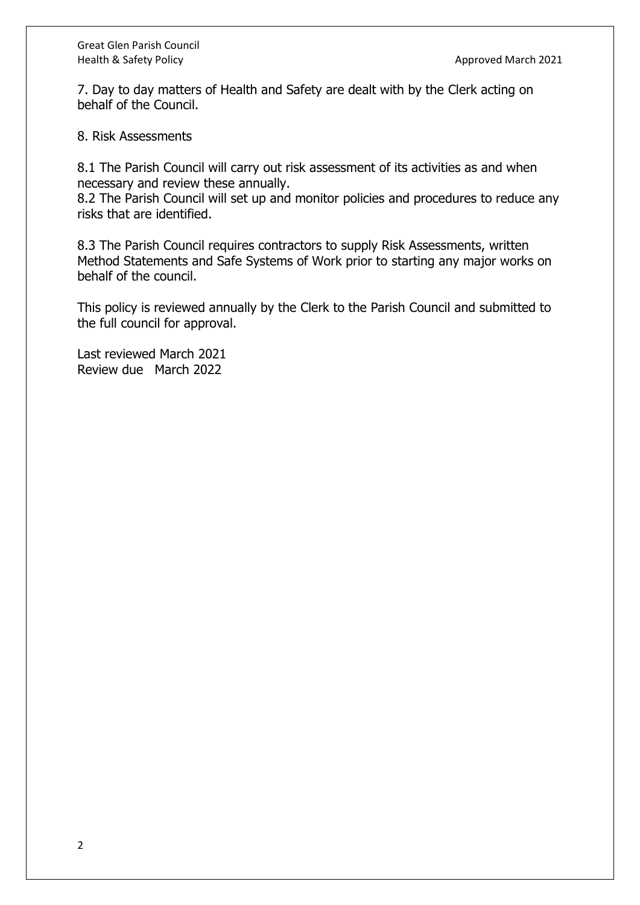7. Day to day matters of Health and Safety are dealt with by the Clerk acting on behalf of the Council.

8. Risk Assessments

8.1 The Parish Council will carry out risk assessment of its activities as and when necessary and review these annually.
8.2 The Parish Council will set up and monitor policies and procedures to reduce any risks that are identified.

8.3 The Parish Council requires contractors to supply Risk Assessments, written Method Statements and Safe Systems of Work prior to starting any major works on behalf of the council.

This policy is reviewed annually by the Clerk to the Parish Council and submitted to the full council for approval.

Last reviewed March 2021
Review due March 2022